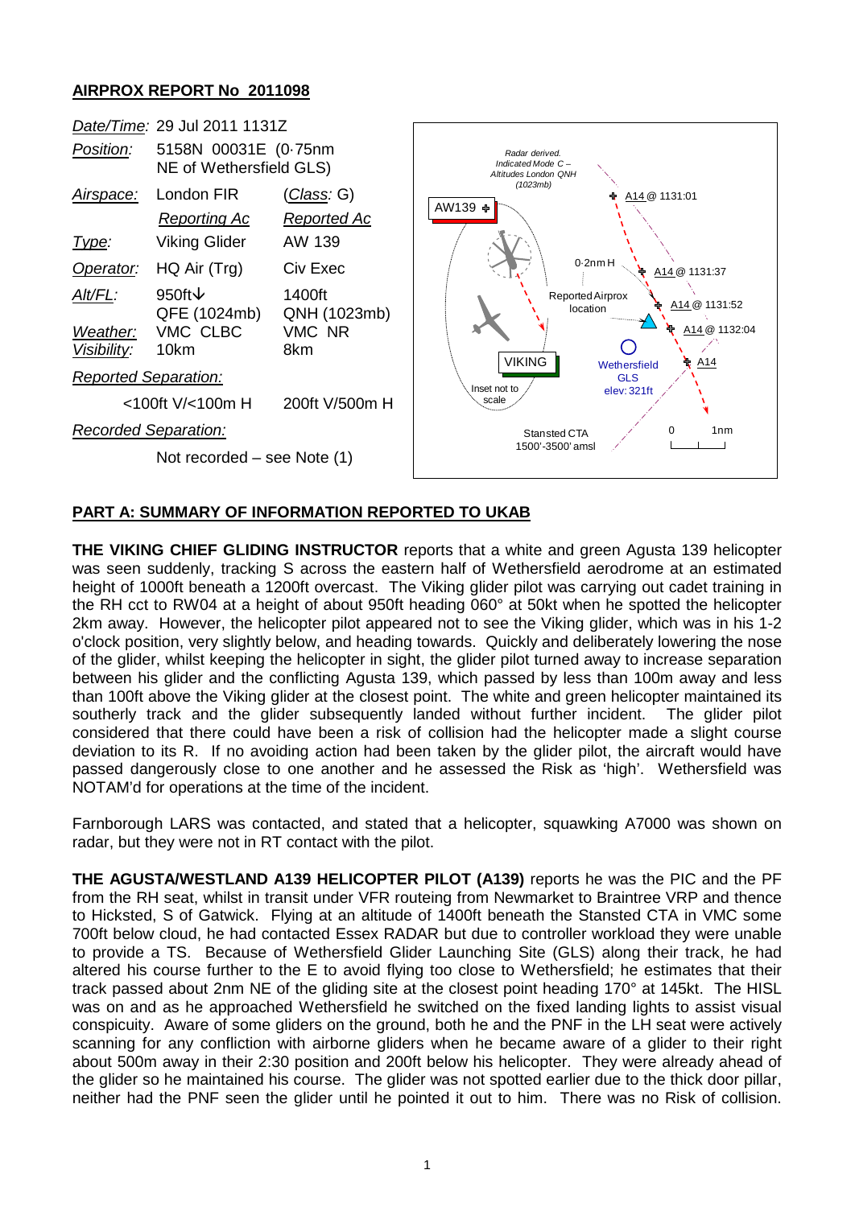## AIRPROX REPORT No 2011098

| | | |
|---|---|---|
| *Date/Time:* | 29 Jul 2011 1131Z | |
| *Position:* | 5158N 00031E (0·75nm NE of Wethersfield GLS) | |
| *Airspace:* | London FIR | (*Class*: G) |
| | *Reporting Ac* | *Reported Ac* |
| *Type:* | Viking Glider | AW 139 |
| *Operator:* | HQ Air (Trg) | Civ Exec |
| *Alt/FL:* | 950ft↓ QFE (1024mb) | 1400ft QNH (1023mb) |
| *Weather:* | VMC CLBC | VMC NR |
| *Visibility:* | 10km | 8km |
| *Reported Separation:* | | |
| | <100ft V/<100m H | 200ft V/500m H |
| *Recorded Separation:* | | |
| | Not recorded – see Note (1) | |

Radar derived. Indicated Mode C – Altitudes London QNH (1023mb)

AW139 · A14 @ 1131:01 · A14 @ 1131:37 · 0·2nm H · Reported Airprox location · A14 @ 1131:52 · A14 @ 1132:04 · A14 · VIKING · Wethersfield GLS elev: 321ft · Inset not to scale · Stansted CTA 1500'-3500' amsl · 0 1nm

## PART A: SUMMARY OF INFORMATION REPORTED TO UKAB

**THE VIKING CHIEF GLIDING INSTRUCTOR** reports that a white and green Agusta 139 helicopter was seen suddenly, tracking S across the eastern half of Wethersfield aerodrome at an estimated height of 1000ft beneath a 1200ft overcast. The Viking glider pilot was carrying out cadet training in the RH cct to RW04 at a height of about 950ft heading 060° at 50kt when he spotted the helicopter 2km away. However, the helicopter pilot appeared not to see the Viking glider, which was in his 1-2 o'clock position, very slightly below, and heading towards. Quickly and deliberately lowering the nose of the glider, whilst keeping the helicopter in sight, the glider pilot turned away to increase separation between his glider and the conflicting Agusta 139, which passed by less than 100m away and less than 100ft above the Viking glider at the closest point. The white and green helicopter maintained its southerly track and the glider subsequently landed without further incident. The glider pilot considered that there could have been a risk of collision had the helicopter made a slight course deviation to its R. If no avoiding action had been taken by the glider pilot, the aircraft would have passed dangerously close to one another and he assessed the Risk as 'high'. Wethersfield was NOTAM'd for operations at the time of the incident.

Farnborough LARS was contacted, and stated that a helicopter, squawking A7000 was shown on radar, but they were not in RT contact with the pilot.

**THE AGUSTA/WESTLAND A139 HELICOPTER PILOT (A139)** reports he was the PIC and the PF from the RH seat, whilst in transit under VFR routeing from Newmarket to Braintree VRP and thence to Hickstead, S of Gatwick. Flying at an altitude of 1400ft beneath the Stansted CTA in VMC some 700ft below cloud, he had contacted Essex RADAR but due to controller workload they were unable to provide a TS. Because of Wethersfield Glider Launching Site (GLS) along their track, he had altered his course further to the E to avoid flying too close to Wethersfield; he estimates that their track passed about 2nm NE of the gliding site at the closest point heading 170° at 145kt. The HISL was on and as he approached Wethersfield he switched on the fixed landing lights to assist visual conspicuity. Aware of some gliders on the ground, both he and the PNF in the LH seat were actively scanning for any confliction with airborne gliders when he became aware of a glider to their right about 500m away in their 2:30 position and 200ft below his helicopter. They were already ahead of the glider so he maintained his course. The glider was not spotted earlier due to the thick door pillar, neither had the PNF seen the glider until he pointed it out to him. There was no Risk of collision.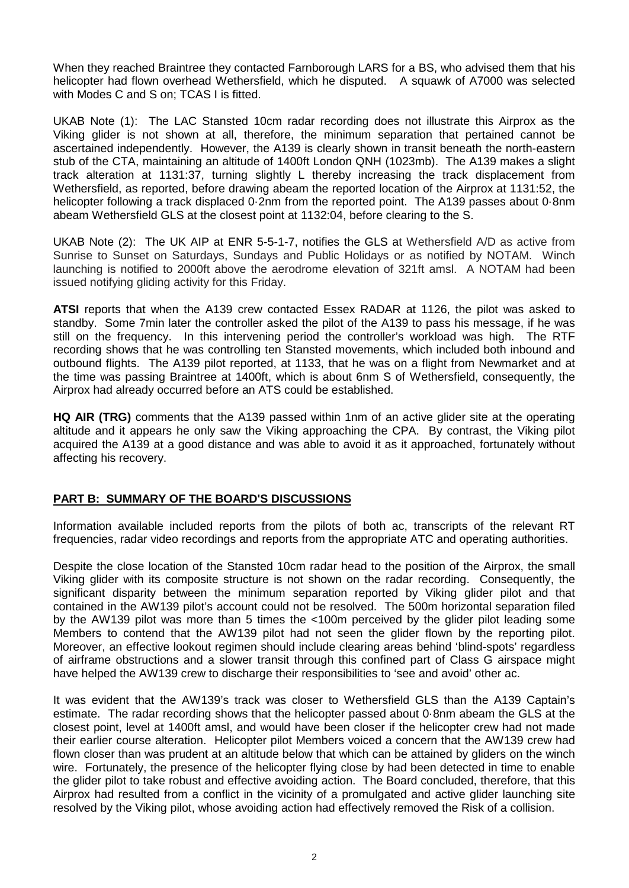When they reached Braintree they contacted Farnborough LARS for a BS, who advised them that his helicopter had flown overhead Wethersfield, which he disputed. A squawk of A7000 was selected with Modes C and S on; TCAS I is fitted.

UKAB Note (1): The LAC Stansted 10cm radar recording does not illustrate this Airprox as the Viking glider is not shown at all, therefore, the minimum separation that pertained cannot be ascertained independently. However, the A139 is clearly shown in transit beneath the north-eastern stub of the CTA, maintaining an altitude of 1400ft London QNH (1023mb). The A139 makes a slight track alteration at 1131:37, turning slightly L thereby increasing the track displacement from Wethersfield, as reported, before drawing abeam the reported location of the Airprox at 1131:52, the helicopter following a track displaced 0·2nm from the reported point. The A139 passes about 0·8nm abeam Wethersfield GLS at the closest point at 1132:04, before clearing to the S.

UKAB Note (2): The UK AIP at ENR 5-5-1-7, notifies the GLS at Wethersfield A/D as active from Sunrise to Sunset on Saturdays, Sundays and Public Holidays or as notified by NOTAM. Winch launching is notified to 2000ft above the aerodrome elevation of 321ft amsl. A NOTAM had been issued notifying gliding activity for this Friday.

**ATSI** reports that when the A139 crew contacted Essex RADAR at 1126, the pilot was asked to standby. Some 7min later the controller asked the pilot of the A139 to pass his message, if he was still on the frequency. In this intervening period the controller's workload was high. The RTF recording shows that he was controlling ten Stansted movements, which included both inbound and outbound flights. The A139 pilot reported, at 1133, that he was on a flight from Newmarket and at the time was passing Braintree at 1400ft, which is about 6nm S of Wethersfield, consequently, the Airprox had already occurred before an ATS could be established.

**HQ AIR (TRG)** comments that the A139 passed within 1nm of an active glider site at the operating altitude and it appears he only saw the Viking approaching the CPA. By contrast, the Viking pilot acquired the A139 at a good distance and was able to avoid it as it approached, fortunately without affecting his recovery.

## PART B: SUMMARY OF THE BOARD'S DISCUSSIONS

Information available included reports from the pilots of both ac, transcripts of the relevant RT frequencies, radar video recordings and reports from the appropriate ATC and operating authorities.

Despite the close location of the Stansted 10cm radar head to the position of the Airprox, the small Viking glider with its composite structure is not shown on the radar recording. Consequently, the significant disparity between the minimum separation reported by Viking glider pilot and that contained in the AW139 pilot's account could not be resolved. The 500m horizontal separation filed by the AW139 pilot was more than 5 times the <100m perceived by the glider pilot leading some Members to contend that the AW139 pilot had not seen the glider flown by the reporting pilot. Moreover, an effective lookout regimen should include clearing areas behind 'blind-spots' regardless of airframe obstructions and a slower transit through this confined part of Class G airspace might have helped the AW139 crew to discharge their responsibilities to 'see and avoid' other ac.

It was evident that the AW139's track was closer to Wethersfield GLS than the A139 Captain's estimate. The radar recording shows that the helicopter passed about 0·8nm abeam the GLS at the closest point, level at 1400ft amsl, and would have been closer if the helicopter crew had not made their earlier course alteration. Helicopter pilot Members voiced a concern that the AW139 crew had flown closer than was prudent at an altitude below that which can be attained by gliders on the winch wire. Fortunately, the presence of the helicopter flying close by had been detected in time to enable the glider pilot to take robust and effective avoiding action. The Board concluded, therefore, that this Airprox had resulted from a conflict in the vicinity of a promulgated and active glider launching site resolved by the Viking pilot, whose avoiding action had effectively removed the Risk of a collision.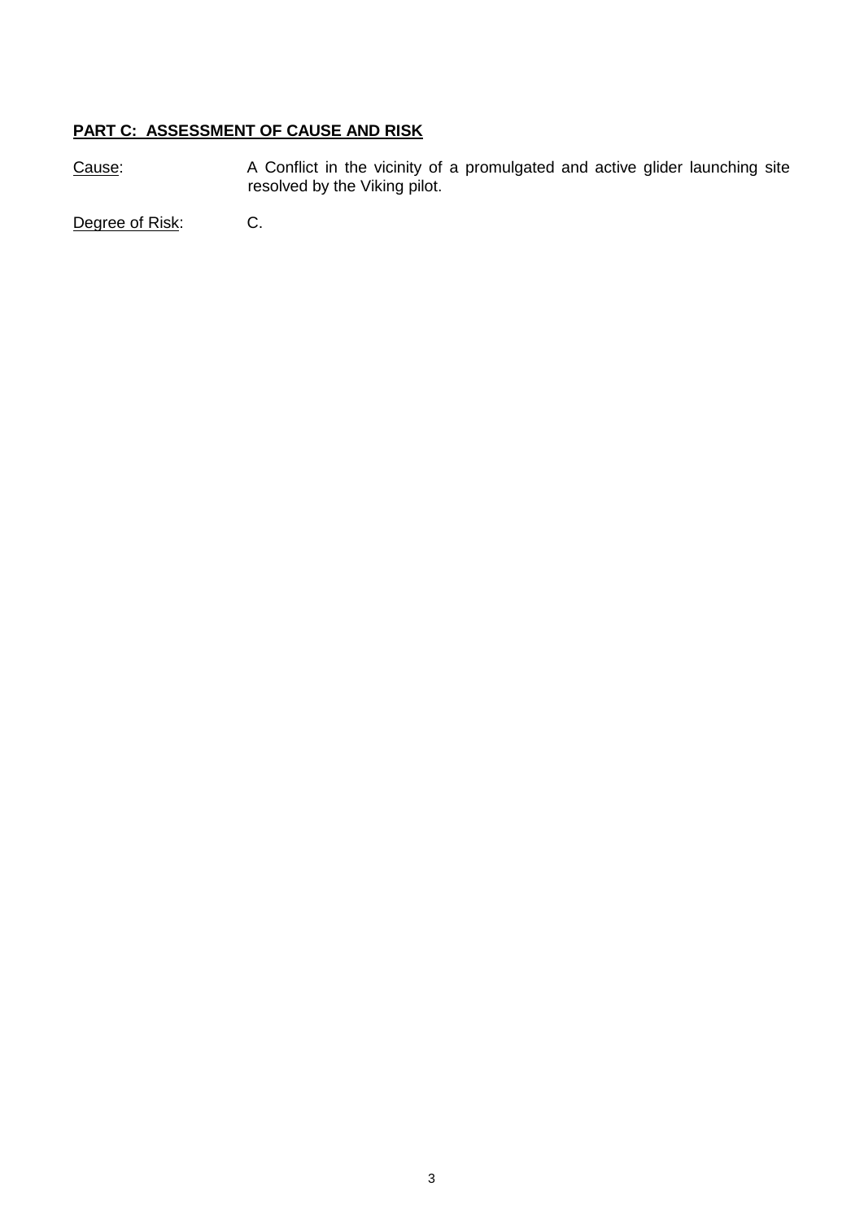**PART C: ASSESSMENT OF CAUSE AND RISK**

Cause: A Conflict in the vicinity of a promulgated and active glider launching site resolved by the Viking pilot.

Degree of Risk: C.